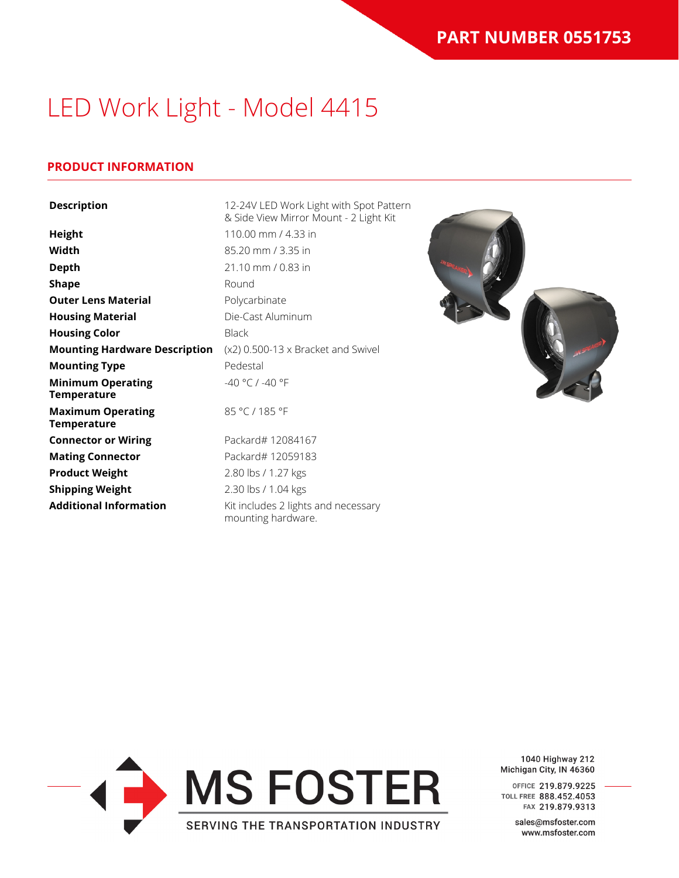**PART NUMBER 0551753**

# LED Work Light - Model 4415

## PRODUCT INFORMATION

| | |
|---|---|
| **Description** | 12-24V LED Work Light with Spot Pattern & Side View Mirror Mount - 2 Light Kit |
| **Height** | 110.00 mm / 4.33 in |
| **Width** | 85.20 mm / 3.35 in |
| **Depth** | 21.10 mm / 0.83 in |
| **Shape** | Round |
| **Outer Lens Material** | Polycarbinate |
| **Housing Material** | Die-Cast Aluminum |
| **Housing Color** | Black |
| **Mounting Hardware Description** | (x2) 0.500-13 x Bracket and Swivel |
| **Mounting Type** | Pedestal |
| **Minimum Operating Temperature** | -40 °C / -40 °F |
| **Maximum Operating Temperature** | 85 °C / 185 °F |
| **Connector or Wiring** | Packard# 12084167 |
| **Mating Connector** | Packard# 12059183 |
| **Product Weight** | 2.80 lbs / 1.27 kgs |
| **Shipping Weight** | 2.30 lbs / 1.04 kgs |
| **Additional Information** | Kit includes 2 lights and necessary mounting hardware. |

MS FOSTER
SERVING THE TRANSPORTATION INDUSTRY

1040 Highway 212
Michigan City, IN 46360

OFFICE 219.879.9225
TOLL FREE 888.452.4053
FAX 219.879.9313

sales@msfoster.com
www.msfoster.com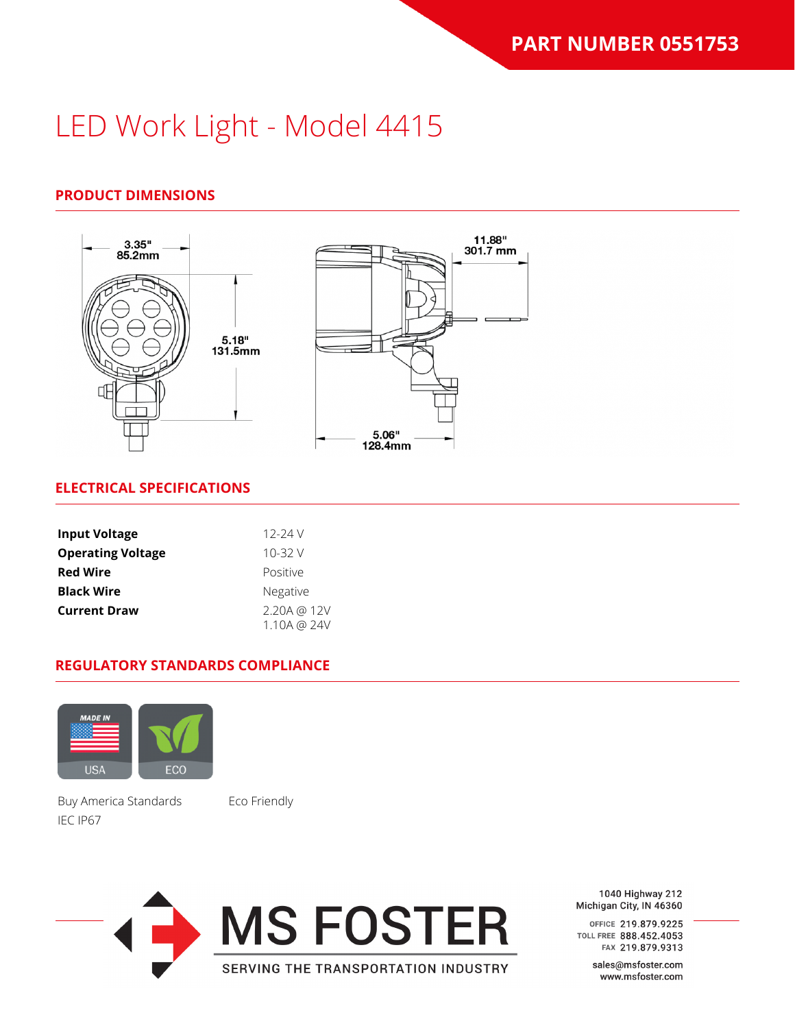PART NUMBER 0551753

# LED Work Light - Model 4415

## PRODUCT DIMENSIONS

3.35"
85.2mm

5.18"
131.5mm

11.88"
301.7 mm

5.06"
128.4mm

## ELECTRICAL SPECIFICATIONS

| | |
|---|---|
| **Input Voltage** | 12-24 V |
| **Operating Voltage** | 10-32 V |
| **Red Wire** | Positive |
| **Black Wire** | Negative |
| **Current Draw** | 2.20A @ 12V<br>1.10A @ 24V |

## REGULATORY STANDARDS COMPLIANCE

MADE IN USA

ECO

Buy America Standards
IEC IP67

Eco Friendly

MS FOSTER
SERVING THE TRANSPORTATION INDUSTRY

1040 Highway 212
Michigan City, IN 46360

OFFICE 219.879.9225
TOLL FREE 888.452.4053
FAX 219.879.9313

sales@msfoster.com
www.msfoster.com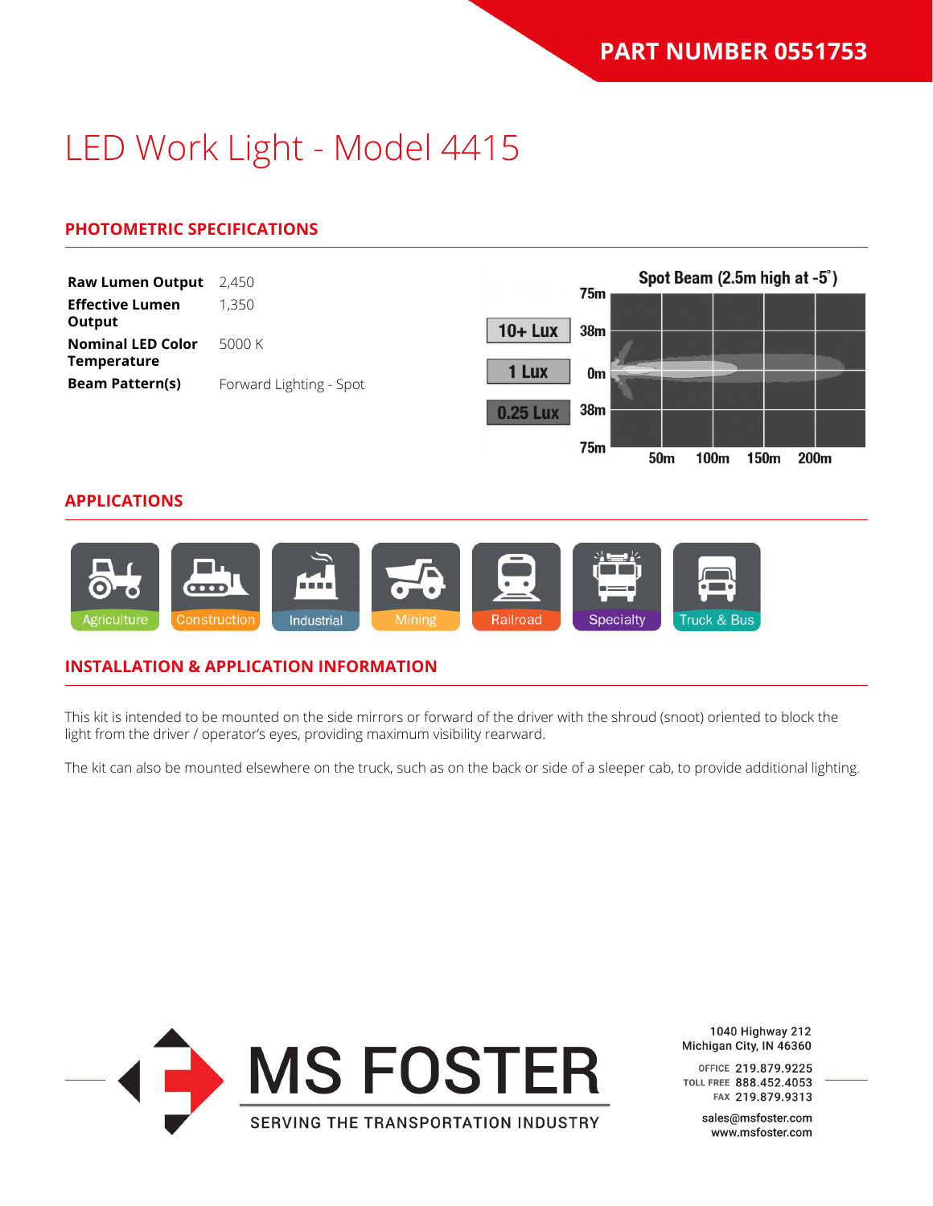PART NUMBER 0551753

# LED Work Light - Model 4415

## PHOTOMETRIC SPECIFICATIONS

| | |
|---|---|
| **Raw Lumen Output** | 2,450 |
| **Effective Lumen Output** | 1,350 |
| **Nominal LED Color Temperature** | 5000 K |
| **Beam Pattern(s)** | Forward Lighting - Spot |

Spot Beam (2.5m high at -5°)

10+ Lux | 1 Lux | 0.25 Lux

75m, 38m, 0m, 38m, 75m

50m, 100m, 150m, 200m

## APPLICATIONS

Agriculture | Construction | Industrial | Mining | Railroad | Specialty | Truck & Bus

## INSTALLATION & APPLICATION INFORMATION

This kit is intended to be mounted on the side mirrors or forward of the driver with the shroud (snoot) oriented to block the light from the driver / operator's eyes, providing maximum visibility rearward.

The kit can also be mounted elsewhere on the truck, such as on the back or side of a sleeper cab, to provide additional lighting.

MS FOSTER

SERVING THE TRANSPORTATION INDUSTRY

1040 Highway 212
Michigan City, IN 46360

OFFICE 219.879.9225
TOLL FREE 888.452.4053
FAX 219.879.9313

sales@msfoster.com
www.msfoster.com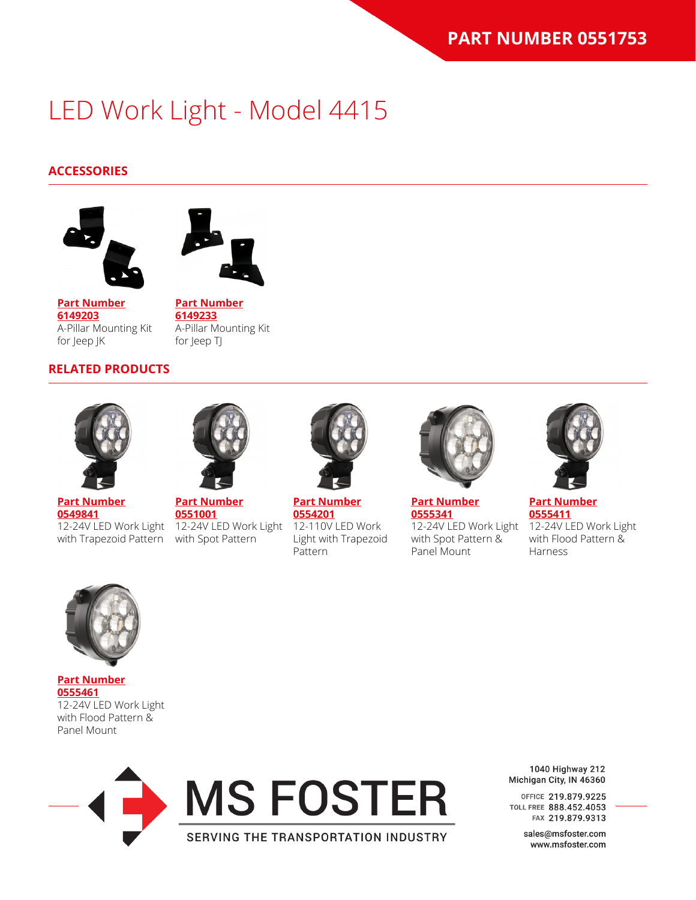PART NUMBER 0551753

# LED Work Light - Model 4415

## ACCESSORIES

**Part Number 6149203**
A-Pillar Mounting Kit for Jeep JK

**Part Number 6149233**
A-Pillar Mounting Kit for Jeep TJ

## RELATED PRODUCTS

**Part Number 0549841**
12-24V LED Work Light with Trapezoid Pattern

**Part Number 0551001**
12-24V LED Work Light with Spot Pattern

**Part Number 0554201**
12-110V LED Work Light with Trapezoid Pattern

**Part Number 0555341**
12-24V LED Work Light with Spot Pattern & Panel Mount

**Part Number 0555411**
12-24V LED Work Light with Flood Pattern & Harness

**Part Number 0555461**
12-24V LED Work Light with Flood Pattern & Panel Mount

MS FOSTER
SERVING THE TRANSPORTATION INDUSTRY

1040 Highway 212
Michigan City, IN 46360

OFFICE 219.879.9225
TOLL FREE 888.452.4053
FAX 219.879.9313

sales@msfoster.com
www.msfoster.com